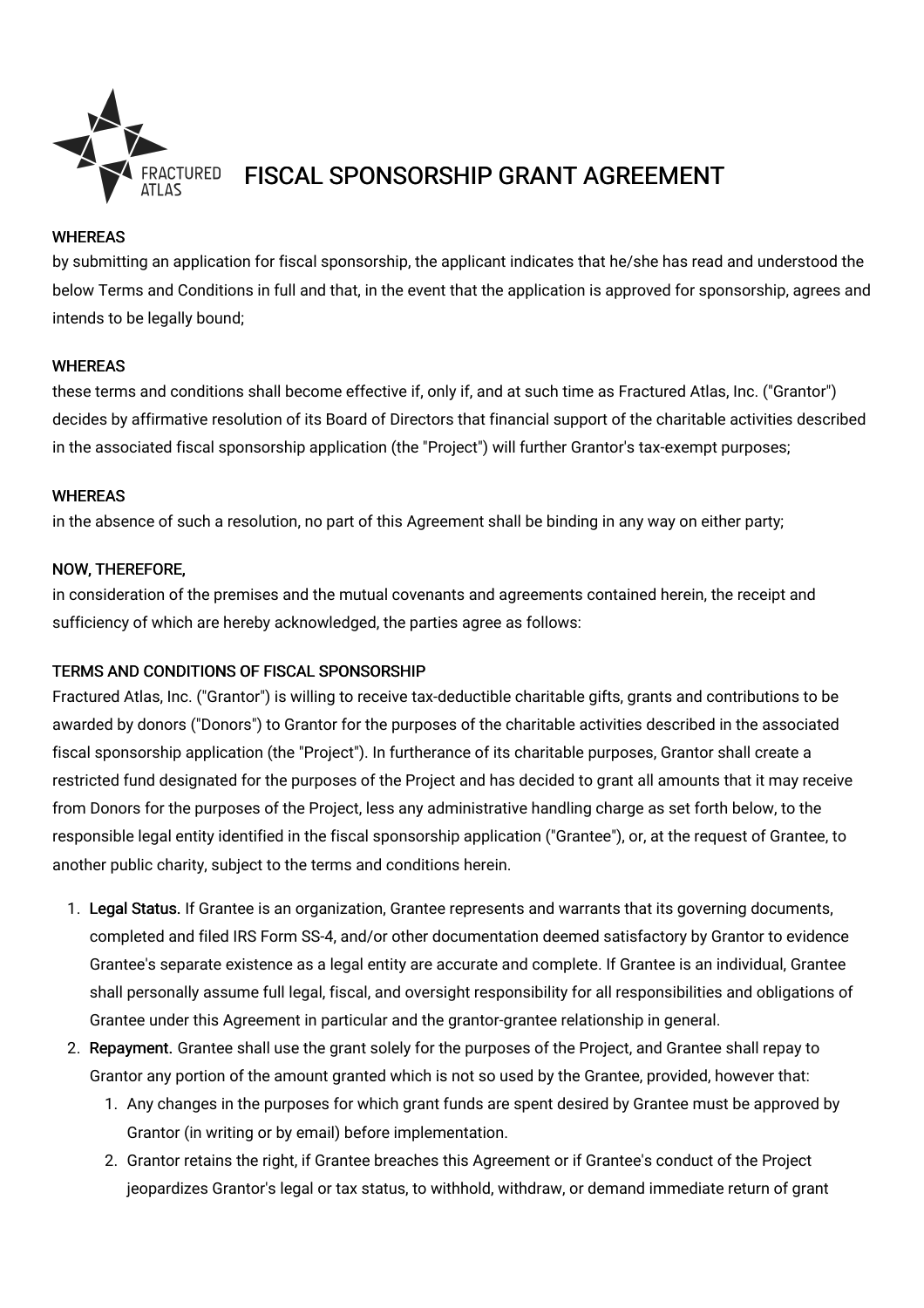# FISCAL SPONSORSHIP GRANT AGREEMENT

**WHEREAS**

by submitting an application for fiscal sponsorship, the applicant indicates that he/she has read and understood the below Terms and Conditions in full and that, in the event that the application is approved for sponsorship, agrees and intends to be legally bound;

**WHEREAS**

these terms and conditions shall become effective if, only if, and at such time as Fractured Atlas, Inc. ("Grantor") decides by affirmative resolution of its Board of Directors that financial support of the charitable activities described in the associated fiscal sponsorship application (the "Project") will further Grantor's tax-exempt purposes;

**WHEREAS**

in the absence of such a resolution, no part of this Agreement shall be binding in any way on either party;

**NOW, THEREFORE,**

in consideration of the premises and the mutual covenants and agreements contained herein, the receipt and sufficiency of which are hereby acknowledged, the parties agree as follows:

**TERMS AND CONDITIONS OF FISCAL SPONSORSHIP**

Fractured Atlas, Inc. ("Grantor") is willing to receive tax-deductible charitable gifts, grants and contributions to be awarded by donors ("Donors") to Grantor for the purposes of the charitable activities described in the associated fiscal sponsorship application (the "Project"). In furtherance of its charitable purposes, Grantor shall create a restricted fund designated for the purposes of the Project and has decided to grant all amounts that it may receive from Donors for the purposes of the Project, less any administrative handling charge as set forth below, to the responsible legal entity identified in the fiscal sponsorship application ("Grantee"), or, at the request of Grantee, to another public charity, subject to the terms and conditions herein.

1. **Legal Status.** If Grantee is an organization, Grantee represents and warrants that its governing documents, completed and filed IRS Form SS-4, and/or other documentation deemed satisfactory by Grantor to evidence Grantee's separate existence as a legal entity are accurate and complete. If Grantee is an individual, Grantee shall personally assume full legal, fiscal, and oversight responsibility for all responsibilities and obligations of Grantee under this Agreement in particular and the grantor-grantee relationship in general.
2. **Repayment.** Grantee shall use the grant solely for the purposes of the Project, and Grantee shall repay to Grantor any portion of the amount granted which is not so used by the Grantee, provided, however that:
   1. Any changes in the purposes for which grant funds are spent desired by Grantee must be approved by Grantor (in writing or by email) before implementation.
   2. Grantor retains the right, if Grantee breaches this Agreement or if Grantee's conduct of the Project jeopardizes Grantor's legal or tax status, to withhold, withdraw, or demand immediate return of grant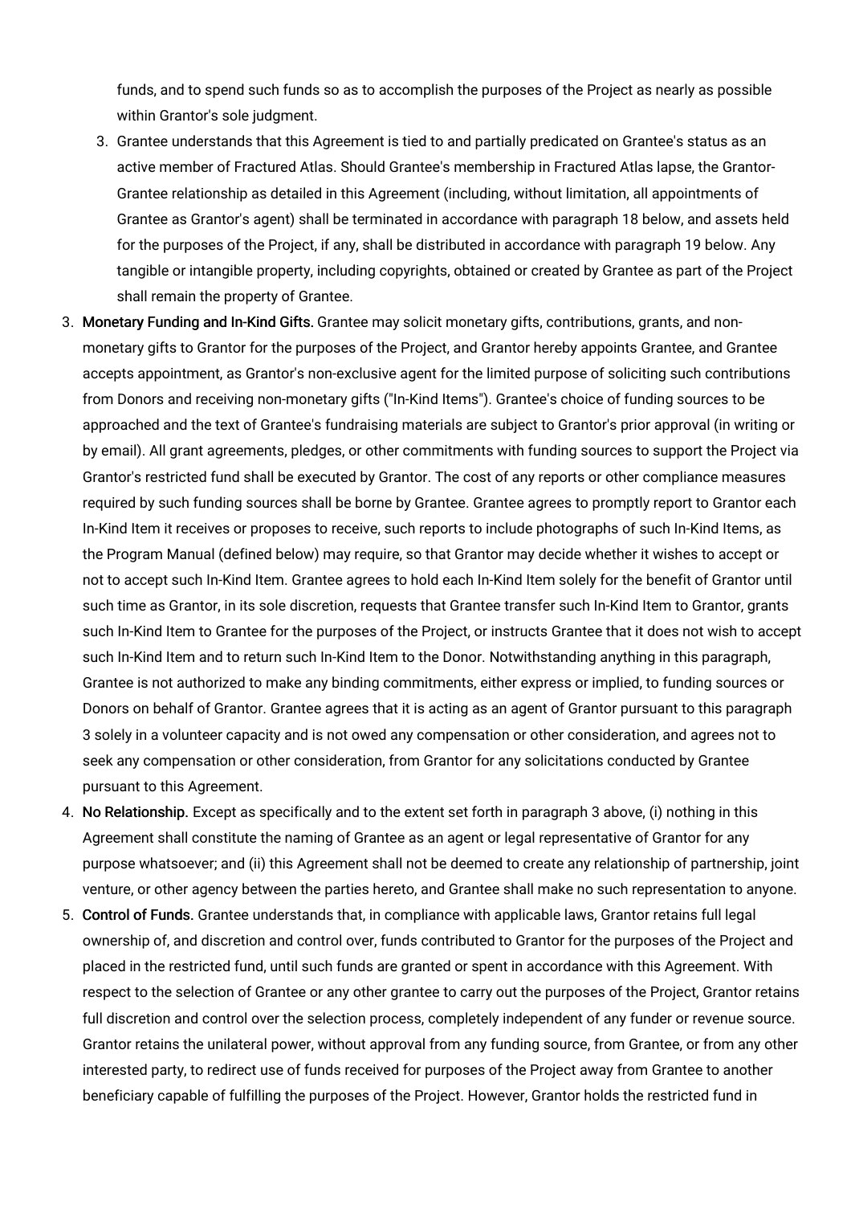funds, and to spend such funds so as to accomplish the purposes of the Project as nearly as possible within Grantor's sole judgment.

   3. Grantee understands that this Agreement is tied to and partially predicated on Grantee's status as an active member of Fractured Atlas. Should Grantee's membership in Fractured Atlas lapse, the Grantor-Grantee relationship as detailed in this Agreement (including, without limitation, all appointments of Grantee as Grantor's agent) shall be terminated in accordance with paragraph 18 below, and assets held for the purposes of the Project, if any, shall be distributed in accordance with paragraph 19 below. Any tangible or intangible property, including copyrights, obtained or created by Grantee as part of the Project shall remain the property of Grantee.

3. **Monetary Funding and In-Kind Gifts.** Grantee may solicit monetary gifts, contributions, grants, and non-monetary gifts to Grantor for the purposes of the Project, and Grantor hereby appoints Grantee, and Grantee accepts appointment, as Grantor's non-exclusive agent for the limited purpose of soliciting such contributions from Donors and receiving non-monetary gifts ("In-Kind Items"). Grantee's choice of funding sources to be approached and the text of Grantee's fundraising materials are subject to Grantor's prior approval (in writing or by email). All grant agreements, pledges, or other commitments with funding sources to support the Project via Grantor's restricted fund shall be executed by Grantor. The cost of any reports or other compliance measures required by such funding sources shall be borne by Grantee. Grantee agrees to promptly report to Grantor each In-Kind Item it receives or proposes to receive, such reports to include photographs of such In-Kind Items, as the Program Manual (defined below) may require, so that Grantor may decide whether it wishes to accept or not to accept such In-Kind Item. Grantee agrees to hold each In-Kind Item solely for the benefit of Grantor until such time as Grantor, in its sole discretion, requests that Grantee transfer such In-Kind Item to Grantor, grants such In-Kind Item to Grantee for the purposes of the Project, or instructs Grantee that it does not wish to accept such In-Kind Item and to return such In-Kind Item to the Donor. Notwithstanding anything in this paragraph, Grantee is not authorized to make any binding commitments, either express or implied, to funding sources or Donors on behalf of Grantor. Grantee agrees that it is acting as an agent of Grantor pursuant to this paragraph 3 solely in a volunteer capacity and is not owed any compensation or other consideration, and agrees not to seek any compensation or other consideration, from Grantor for any solicitations conducted by Grantee pursuant to this Agreement.

4. **No Relationship.** Except as specifically and to the extent set forth in paragraph 3 above, (i) nothing in this Agreement shall constitute the naming of Grantee as an agent or legal representative of Grantor for any purpose whatsoever; and (ii) this Agreement shall not be deemed to create any relationship of partnership, joint venture, or other agency between the parties hereto, and Grantee shall make no such representation to anyone.

5. **Control of Funds.** Grantee understands that, in compliance with applicable laws, Grantor retains full legal ownership of, and discretion and control over, funds contributed to Grantor for the purposes of the Project and placed in the restricted fund, until such funds are granted or spent in accordance with this Agreement. With respect to the selection of Grantee or any other grantee to carry out the purposes of the Project, Grantor retains full discretion and control over the selection process, completely independent of any funder or revenue source. Grantor retains the unilateral power, without approval from any funding source, from Grantee, or from any other interested party, to redirect use of funds received for purposes of the Project away from Grantee to another beneficiary capable of fulfilling the purposes of the Project. However, Grantor holds the restricted fund in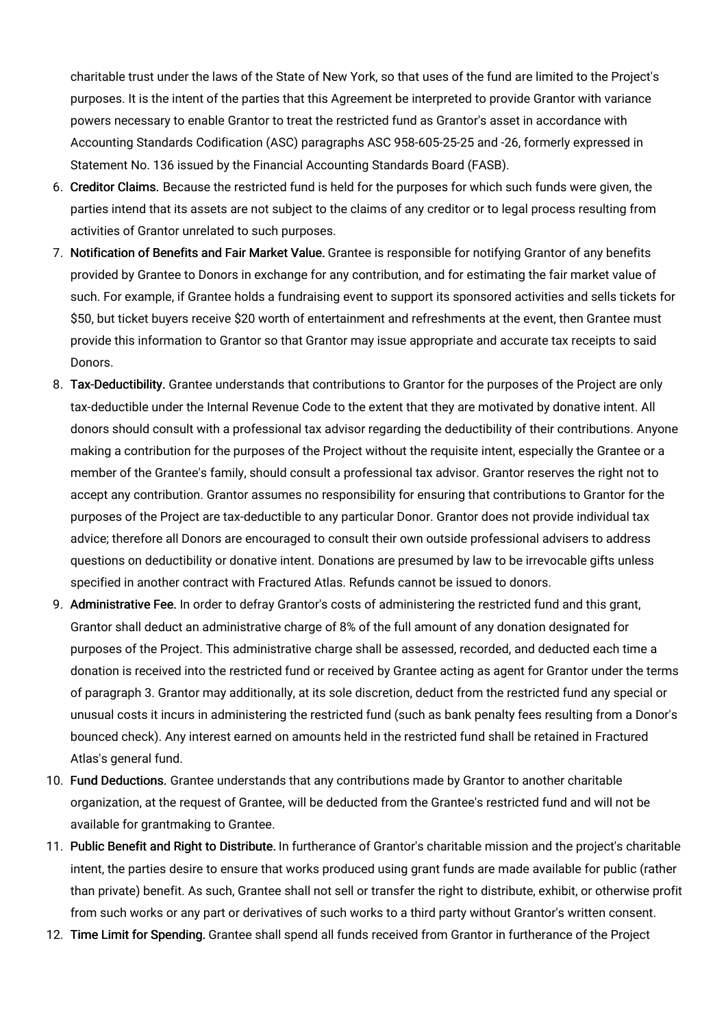charitable trust under the laws of the State of New York, so that uses of the fund are limited to the Project's purposes. It is the intent of the parties that this Agreement be interpreted to provide Grantor with variance powers necessary to enable Grantor to treat the restricted fund as Grantor's asset in accordance with Accounting Standards Codification (ASC) paragraphs ASC 958-605-25-25 and -26, formerly expressed in Statement No. 136 issued by the Financial Accounting Standards Board (FASB).

6. **Creditor Claims.** Because the restricted fund is held for the purposes for which such funds were given, the parties intend that its assets are not subject to the claims of any creditor or to legal process resulting from activities of Grantor unrelated to such purposes.
7. **Notification of Benefits and Fair Market Value.** Grantee is responsible for notifying Grantor of any benefits provided by Grantee to Donors in exchange for any contribution, and for estimating the fair market value of such. For example, if Grantee holds a fundraising event to support its sponsored activities and sells tickets for $50, but ticket buyers receive $20 worth of entertainment and refreshments at the event, then Grantee must provide this information to Grantor so that Grantor may issue appropriate and accurate tax receipts to said Donors.
8. **Tax-Deductibility.** Grantee understands that contributions to Grantor for the purposes of the Project are only tax-deductible under the Internal Revenue Code to the extent that they are motivated by donative intent. All donors should consult with a professional tax advisor regarding the deductibility of their contributions. Anyone making a contribution for the purposes of the Project without the requisite intent, especially the Grantee or a member of the Grantee's family, should consult a professional tax advisor. Grantor reserves the right not to accept any contribution. Grantor assumes no responsibility for ensuring that contributions to Grantor for the purposes of the Project are tax-deductible to any particular Donor. Grantor does not provide individual tax advice; therefore all Donors are encouraged to consult their own outside professional advisers to address questions on deductibility or donative intent. Donations are presumed by law to be irrevocable gifts unless specified in another contract with Fractured Atlas. Refunds cannot be issued to donors.
9. **Administrative Fee.** In order to defray Grantor's costs of administering the restricted fund and this grant, Grantor shall deduct an administrative charge of 8% of the full amount of any donation designated for purposes of the Project. This administrative charge shall be assessed, recorded, and deducted each time a donation is received into the restricted fund or received by Grantee acting as agent for Grantor under the terms of paragraph 3. Grantor may additionally, at its sole discretion, deduct from the restricted fund any special or unusual costs it incurs in administering the restricted fund (such as bank penalty fees resulting from a Donor's bounced check). Any interest earned on amounts held in the restricted fund shall be retained in Fractured Atlas's general fund.
10. **Fund Deductions.** Grantee understands that any contributions made by Grantor to another charitable organization, at the request of Grantee, will be deducted from the Grantee's restricted fund and will not be available for grantmaking to Grantee.
11. **Public Benefit and Right to Distribute.** In furtherance of Grantor's charitable mission and the project's charitable intent, the parties desire to ensure that works produced using grant funds are made available for public (rather than private) benefit. As such, Grantee shall not sell or transfer the right to distribute, exhibit, or otherwise profit from such works or any part or derivatives of such works to a third party without Grantor's written consent.
12. **Time Limit for Spending.** Grantee shall spend all funds received from Grantor in furtherance of the Project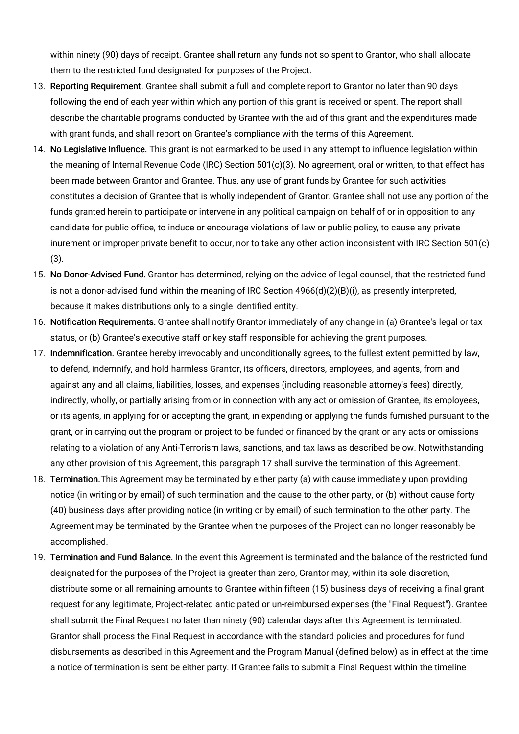within ninety (90) days of receipt. Grantee shall return any funds not so spent to Grantor, who shall allocate them to the restricted fund designated for purposes of the Project.

13. **Reporting Requirement.** Grantee shall submit a full and complete report to Grantor no later than 90 days following the end of each year within which any portion of this grant is received or spent. The report shall describe the charitable programs conducted by Grantee with the aid of this grant and the expenditures made with grant funds, and shall report on Grantee's compliance with the terms of this Agreement.
14. **No Legislative Influence.** This grant is not earmarked to be used in any attempt to influence legislation within the meaning of Internal Revenue Code (IRC) Section 501(c)(3). No agreement, oral or written, to that effect has been made between Grantor and Grantee. Thus, any use of grant funds by Grantee for such activities constitutes a decision of Grantee that is wholly independent of Grantor. Grantee shall not use any portion of the funds granted herein to participate or intervene in any political campaign on behalf of or in opposition to any candidate for public office, to induce or encourage violations of law or public policy, to cause any private inurement or improper private benefit to occur, nor to take any other action inconsistent with IRC Section 501(c)(3).
15. **No Donor-Advised Fund.** Grantor has determined, relying on the advice of legal counsel, that the restricted fund is not a donor-advised fund within the meaning of IRC Section 4966(d)(2)(B)(i), as presently interpreted, because it makes distributions only to a single identified entity.
16. **Notification Requirements.** Grantee shall notify Grantor immediately of any change in (a) Grantee's legal or tax status, or (b) Grantee's executive staff or key staff responsible for achieving the grant purposes.
17. **Indemnification.** Grantee hereby irrevocably and unconditionally agrees, to the fullest extent permitted by law, to defend, indemnify, and hold harmless Grantor, its officers, directors, employees, and agents, from and against any and all claims, liabilities, losses, and expenses (including reasonable attorney's fees) directly, indirectly, wholly, or partially arising from or in connection with any act or omission of Grantee, its employees, or its agents, in applying for or accepting the grant, in expending or applying the funds furnished pursuant to the grant, or in carrying out the program or project to be funded or financed by the grant or any acts or omissions relating to a violation of any Anti-Terrorism laws, sanctions, and tax laws as described below. Notwithstanding any other provision of this Agreement, this paragraph 17 shall survive the termination of this Agreement.
18. **Termination.**This Agreement may be terminated by either party (a) with cause immediately upon providing notice (in writing or by email) of such termination and the cause to the other party, or (b) without cause forty (40) business days after providing notice (in writing or by email) of such termination to the other party. The Agreement may be terminated by the Grantee when the purposes of the Project can no longer reasonably be accomplished.
19. **Termination and Fund Balance.** In the event this Agreement is terminated and the balance of the restricted fund designated for the purposes of the Project is greater than zero, Grantor may, within its sole discretion, distribute some or all remaining amounts to Grantee within fifteen (15) business days of receiving a final grant request for any legitimate, Project-related anticipated or un-reimbursed expenses (the "Final Request"). Grantee shall submit the Final Request no later than ninety (90) calendar days after this Agreement is terminated. Grantor shall process the Final Request in accordance with the standard policies and procedures for fund disbursements as described in this Agreement and the Program Manual (defined below) as in effect at the time a notice of termination is sent be either party. If Grantee fails to submit a Final Request within the timeline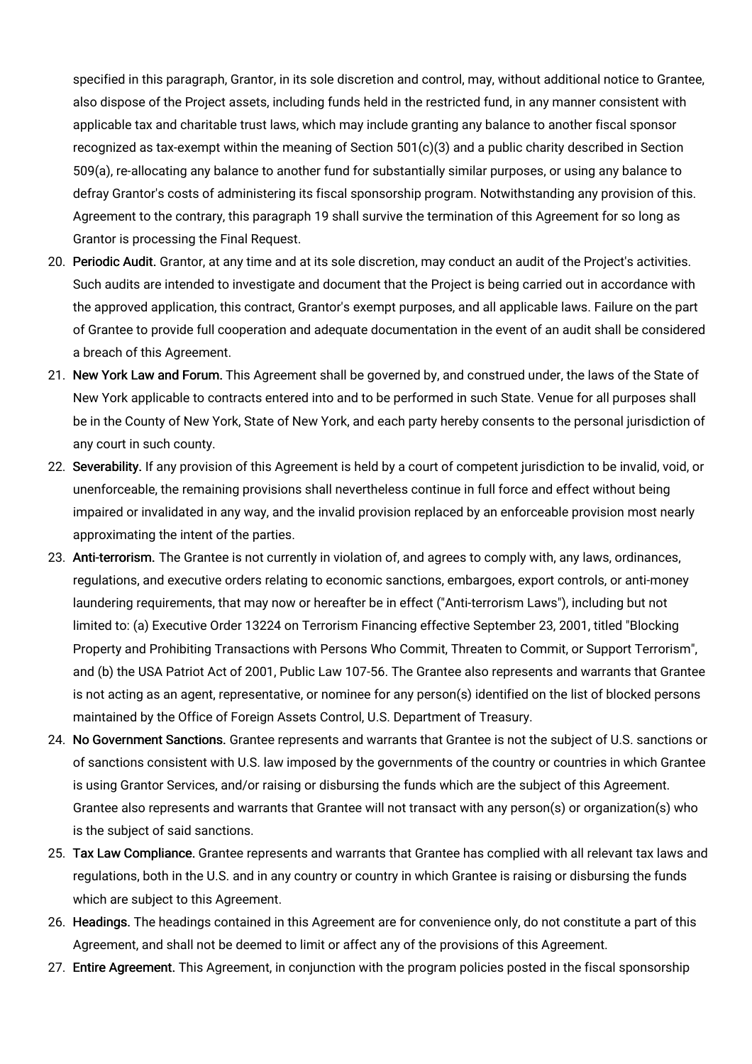specified in this paragraph, Grantor, in its sole discretion and control, may, without additional notice to Grantee, also dispose of the Project assets, including funds held in the restricted fund, in any manner consistent with applicable tax and charitable trust laws, which may include granting any balance to another fiscal sponsor recognized as tax-exempt within the meaning of Section 501(c)(3) and a public charity described in Section 509(a), re-allocating any balance to another fund for substantially similar purposes, or using any balance to defray Grantor's costs of administering its fiscal sponsorship program. Notwithstanding any provision of this. Agreement to the contrary, this paragraph 19 shall survive the termination of this Agreement for so long as Grantor is processing the Final Request.

20. **Periodic Audit.** Grantor, at any time and at its sole discretion, may conduct an audit of the Project's activities. Such audits are intended to investigate and document that the Project is being carried out in accordance with the approved application, this contract, Grantor's exempt purposes, and all applicable laws. Failure on the part of Grantee to provide full cooperation and adequate documentation in the event of an audit shall be considered a breach of this Agreement.
21. **New York Law and Forum.** This Agreement shall be governed by, and construed under, the laws of the State of New York applicable to contracts entered into and to be performed in such State. Venue for all purposes shall be in the County of New York, State of New York, and each party hereby consents to the personal jurisdiction of any court in such county.
22. **Severability.** If any provision of this Agreement is held by a court of competent jurisdiction to be invalid, void, or unenforceable, the remaining provisions shall nevertheless continue in full force and effect without being impaired or invalidated in any way, and the invalid provision replaced by an enforceable provision most nearly approximating the intent of the parties.
23. **Anti-terrorism.** The Grantee is not currently in violation of, and agrees to comply with, any laws, ordinances, regulations, and executive orders relating to economic sanctions, embargoes, export controls, or anti-money laundering requirements, that may now or hereafter be in effect ("Anti-terrorism Laws"), including but not limited to: (a) Executive Order 13224 on Terrorism Financing effective September 23, 2001, titled "Blocking Property and Prohibiting Transactions with Persons Who Commit, Threaten to Commit, or Support Terrorism", and (b) the USA Patriot Act of 2001, Public Law 107-56. The Grantee also represents and warrants that Grantee is not acting as an agent, representative, or nominee for any person(s) identified on the list of blocked persons maintained by the Office of Foreign Assets Control, U.S. Department of Treasury.
24. **No Government Sanctions.** Grantee represents and warrants that Grantee is not the subject of U.S. sanctions or of sanctions consistent with U.S. law imposed by the governments of the country or countries in which Grantee is using Grantor Services, and/or raising or disbursing the funds which are the subject of this Agreement. Grantee also represents and warrants that Grantee will not transact with any person(s) or organization(s) who is the subject of said sanctions.
25. **Tax Law Compliance.** Grantee represents and warrants that Grantee has complied with all relevant tax laws and regulations, both in the U.S. and in any country or country in which Grantee is raising or disbursing the funds which are subject to this Agreement.
26. **Headings.** The headings contained in this Agreement are for convenience only, do not constitute a part of this Agreement, and shall not be deemed to limit or affect any of the provisions of this Agreement.
27. **Entire Agreement.** This Agreement, in conjunction with the program policies posted in the fiscal sponsorship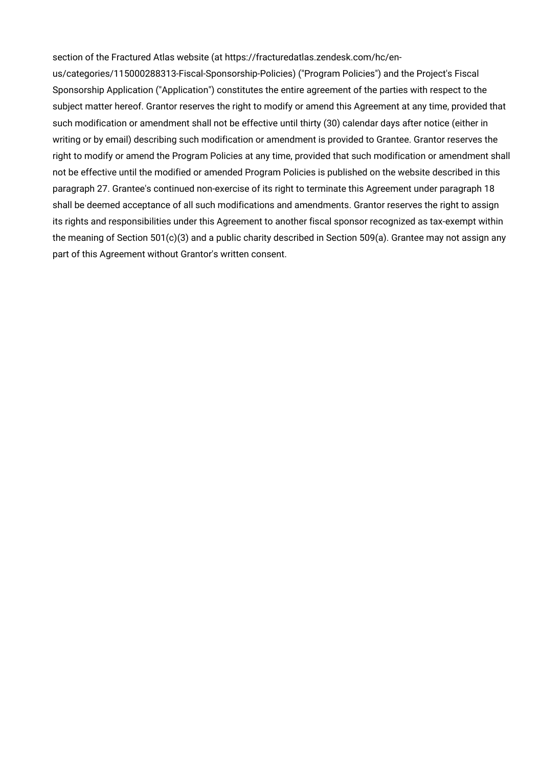section of the Fractured Atlas website (at https://fracturedatlas.zendesk.com/hc/en-us/categories/115000288313-Fiscal-Sponsorship-Policies) ("Program Policies") and the Project's Fiscal Sponsorship Application ("Application") constitutes the entire agreement of the parties with respect to the subject matter hereof. Grantor reserves the right to modify or amend this Agreement at any time, provided that such modification or amendment shall not be effective until thirty (30) calendar days after notice (either in writing or by email) describing such modification or amendment is provided to Grantee. Grantor reserves the right to modify or amend the Program Policies at any time, provided that such modification or amendment shall not be effective until the modified or amended Program Policies is published on the website described in this paragraph 27. Grantee's continued non-exercise of its right to terminate this Agreement under paragraph 18 shall be deemed acceptance of all such modifications and amendments. Grantor reserves the right to assign its rights and responsibilities under this Agreement to another fiscal sponsor recognized as tax-exempt within the meaning of Section 501(c)(3) and a public charity described in Section 509(a). Grantee may not assign any part of this Agreement without Grantor's written consent.